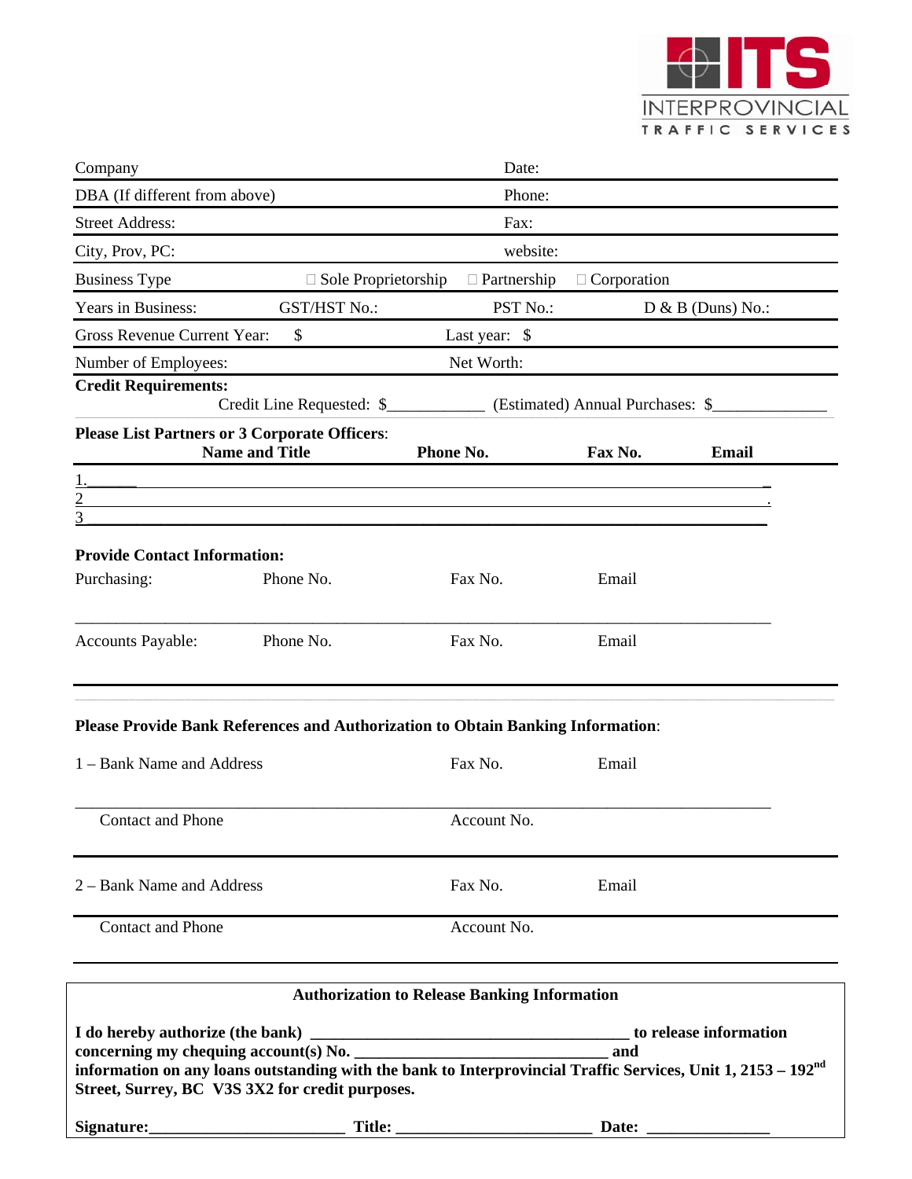ITS INTERPROVINCIAL TRAFFIC SERVICES

| Company | | Date: | |
|---|---|---|---|
| DBA (If different from above) | | Phone: | |
| Street Address: | | Fax: | |
| City, Prov, PC: | | website: | |
| Business Type | ☐ Sole Proprietorship | ☐ Partnership | ☐ Corporation |
| Years in Business: | GST/HST No.: | PST No.: | D & B (Duns) No.: |
| Gross Revenue Current Year: | $ | Last year: $ | |
| Number of Employees: | | Net Worth: | |

**Credit Requirements:**

Credit Line Requested: $____________ (Estimated) Annual Purchases: $______________

**Please List Partners or 3 Corporate Officers**:

| **Name and Title** | **Phone No.** | **Fax No.** | **Email** |
|---|---|---|---|
| 1.______ | | | |
| 2 | | | |
| 3 | | | |

**Provide Contact Information:**

| Purchasing: | Phone No. | Fax No. | Email |
|---|---|---|---|
| Accounts Payable: | Phone No. | Fax No. | Email |

**Please Provide Bank References and Authorization to Obtain Banking Information**:

| 1 – Bank Name and Address | Fax No. | Email |
|---|---|---|
| Contact and Phone | Account No. | |

| 2 – Bank Name and Address | Fax No. | Email |
|---|---|---|
| Contact and Phone | Account No. | |

**Authorization to Release Banking Information**

**I do hereby authorize (the bank) ______________________________________ to release information concerning my chequing account(s) No. ______________________________ and information on any loans outstanding with the bank to Interprovincial Traffic Services, Unit 1, 2153 – 192nd Street, Surrey, BC V3S 3X2 for credit purposes.**

**Signature:________________________ Title: ________________________ Date: _______________**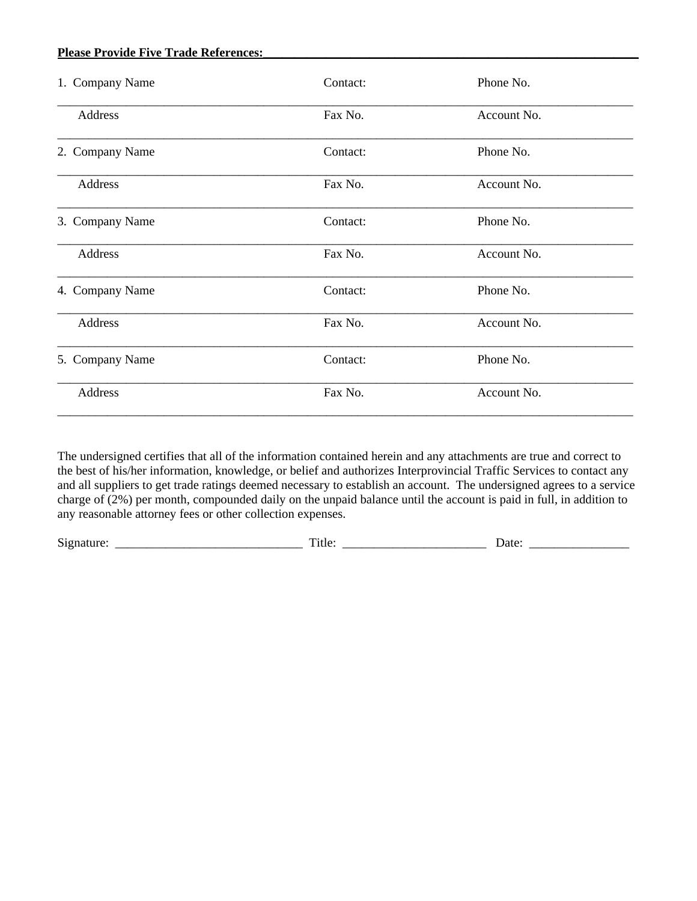**Please Provide Five Trade References:**

| | | |
|---|---|---|
| 1. Company Name | Contact: | Phone No. |
| Address | Fax No. | Account No. |
| 2. Company Name | Contact: | Phone No. |
| Address | Fax No. | Account No. |
| 3. Company Name | Contact: | Phone No. |
| Address | Fax No. | Account No. |
| 4. Company Name | Contact: | Phone No. |
| Address | Fax No. | Account No. |
| 5. Company Name | Contact: | Phone No. |
| Address | Fax No. | Account No. |

The undersigned certifies that all of the information contained herein and any attachments are true and correct to the best of his/her information, knowledge, or belief and authorizes Interprovincial Traffic Services to contact any and all suppliers to get trade ratings deemed necessary to establish an account. The undersigned agrees to a service charge of (2%) per month, compounded daily on the unpaid balance until the account is paid in full, in addition to any reasonable attorney fees or other collection expenses.

Signature: ______________________________ Title: _______________________ Date: ________________